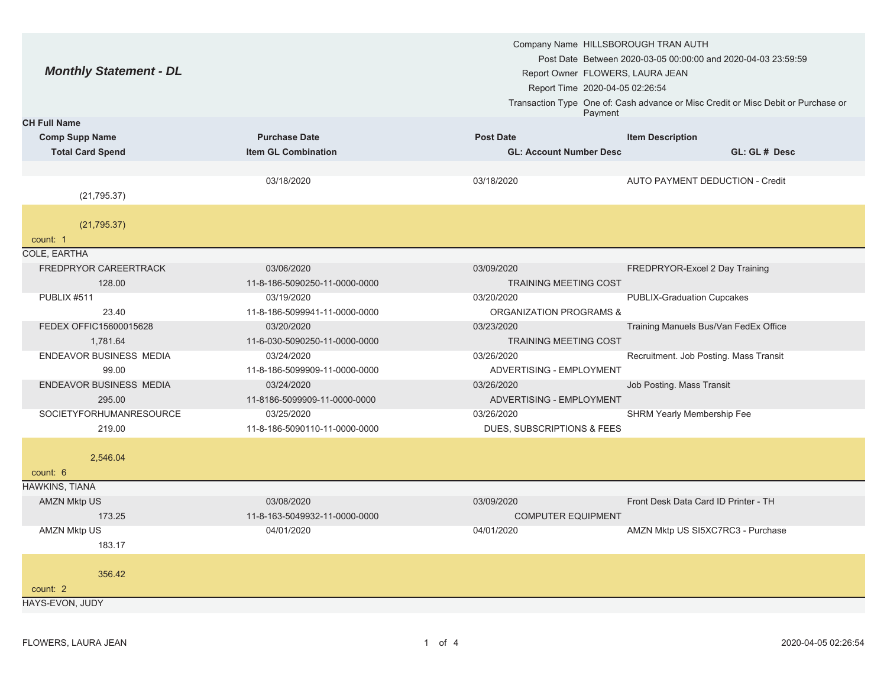## *Monthly Statement - DL*

Company Name HILLSBOROUGH TRAN AUTH
Post Date Between 2020-03-05 00:00:00 and 2020-04-03 23:59:59
Report Owner FLOWERS, LAURA JEAN
Report Time 2020-04-05 02:26:54
Transaction Type One of: Cash advance or Misc Credit or Misc Debit or Purchase or Payment

| CH Full Name / Comp Supp Name / Total Card Spend | Purchase Date / Item GL Combination | Post Date / GL: Account Number Desc | Item Description / GL: GL # Desc |
|---|---|---|---|
| | 03/18/2020 | 03/18/2020 | AUTO PAYMENT DEDUCTION - Credit |
| (21,795.37) | | | |
| (21,795.37) count: 1 | | | |
| COLE, EARTHA | | | |
| FREDPRYOR CAREERTRACK | 03/06/2020 | 03/09/2020 | FREDPRYOR-Excel 2 Day Training |
| 128.00 | 11-8-186-5090250-11-0000-0000 | TRAINING MEETING COST | |
| PUBLIX #511 | 03/19/2020 | 03/20/2020 | PUBLIX-Graduation Cupcakes |
| 23.40 | 11-8-186-5099941-11-0000-0000 | ORGANIZATION PROGRAMS & | |
| FEDEX OFFIC15600015628 | 03/20/2020 | 03/23/2020 | Training Manuels Bus/Van FedEx Office |
| 1,781.64 | 11-6-030-5090250-11-0000-0000 | TRAINING MEETING COST | |
| ENDEAVOR BUSINESS MEDIA | 03/24/2020 | 03/26/2020 | Recruitment. Job Posting. Mass Transit |
| 99.00 | 11-8-186-5099909-11-0000-0000 | ADVERTISING - EMPLOYMENT | |
| ENDEAVOR BUSINESS MEDIA | 03/24/2020 | 03/26/2020 | Job Posting. Mass Transit |
| 295.00 | 11-8186-5099909-11-0000-0000 | ADVERTISING - EMPLOYMENT | |
| SOCIETYFORHUMANRESOURCE | 03/25/2020 | 03/26/2020 | SHRM Yearly Membership Fee |
| 219.00 | 11-8-186-5090110-11-0000-0000 | DUES, SUBSCRIPTIONS & FEES | |
| 2,546.04 count: 6 | | | |
| HAWKINS, TIANA | | | |
| AMZN Mktp US | 03/08/2020 | 03/09/2020 | Front Desk Data Card ID Printer - TH |
| 173.25 | 11-8-163-5049932-11-0000-0000 | COMPUTER EQUIPMENT | |
| AMZN Mktp US | 04/01/2020 | 04/01/2020 | AMZN Mktp US SI5XC7RC3 - Purchase |
| 183.17 | | | |
| 356.42 count: 2 | | | |
| HAYS-EVON, JUDY | | | |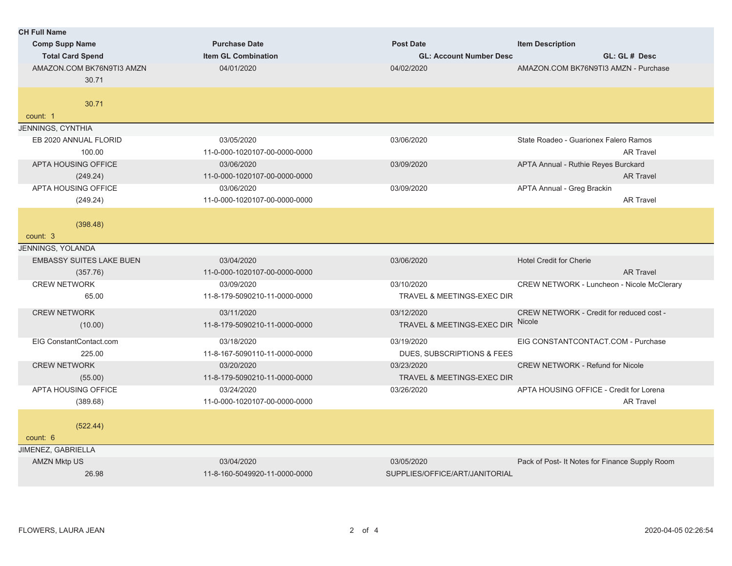| CH Full Name | | | | |
|---|---|---|---|---|
| Comp Supp Name | Purchase Date | Post Date | Item Description | |
| Total Card Spend | Item GL Combination | GL: Account Number Desc | | GL: GL # Desc |
| AMAZON.COM BK76N9TI3 AMZN | 04/01/2020 | 04/02/2020 | AMAZON.COM BK76N9TI3 AMZN - Purchase | |
| 30.71 | | | | |
| 30.71 | | | | |
| count: 1 | | | | |
| JENNINGS, CYNTHIA | | | | |
| EB 2020 ANNUAL FLORID | 03/05/2020 | 03/06/2020 | State Roadeo - Guarionex Falero Ramos | |
| 100.00 | 11-0-000-1020107-00-0000-0000 | | | AR Travel |
| APTA HOUSING OFFICE | 03/06/2020 | 03/09/2020 | APTA Annual - Ruthie Reyes Burckard | |
| (249.24) | 11-0-000-1020107-00-0000-0000 | | | AR Travel |
| APTA HOUSING OFFICE | 03/06/2020 | 03/09/2020 | APTA Annual - Greg Brackin | |
| (249.24) | 11-0-000-1020107-00-0000-0000 | | | AR Travel |
| (398.48) | | | | |
| count: 3 | | | | |
| JENNINGS, YOLANDA | | | | |
| EMBASSY SUITES LAKE BUEN | 03/04/2020 | 03/06/2020 | Hotel Credit for Cherie | |
| (357.76) | 11-0-000-1020107-00-0000-0000 | | | AR Travel |
| CREW NETWORK | 03/09/2020 | 03/10/2020 | CREW NETWORK - Luncheon - Nicole McClerary | |
| 65.00 | 11-8-179-5090210-11-0000-0000 | TRAVEL & MEETINGS-EXEC DIR | | |
| CREW NETWORK | 03/11/2020 | 03/12/2020 | CREW NETWORK - Credit for reduced cost - Nicole | |
| (10.00) | 11-8-179-5090210-11-0000-0000 | TRAVEL & MEETINGS-EXEC DIR | | |
| EIG ConstantContact.com | 03/18/2020 | 03/19/2020 | EIG CONSTANTCONTACT.COM - Purchase | |
| 225.00 | 11-8-167-5090110-11-0000-0000 | DUES, SUBSCRIPTIONS & FEES | | |
| CREW NETWORK | 03/20/2020 | 03/23/2020 | CREW NETWORK - Refund for Nicole | |
| (55.00) | 11-8-179-5090210-11-0000-0000 | TRAVEL & MEETINGS-EXEC DIR | | |
| APTA HOUSING OFFICE | 03/24/2020 | 03/26/2020 | APTA HOUSING OFFICE - Credit for Lorena | |
| (389.68) | 11-0-000-1020107-00-0000-0000 | | | AR Travel |
| (522.44) | | | | |
| count: 6 | | | | |
| JIMENEZ, GABRIELLA | | | | |
| AMZN Mktp US | 03/04/2020 | 03/05/2020 | Pack of Post- It Notes for Finance Supply Room | |
| 26.98 | 11-8-160-5049920-11-0000-0000 | SUPPLIES/OFFICE/ART/JANITORIAL | | |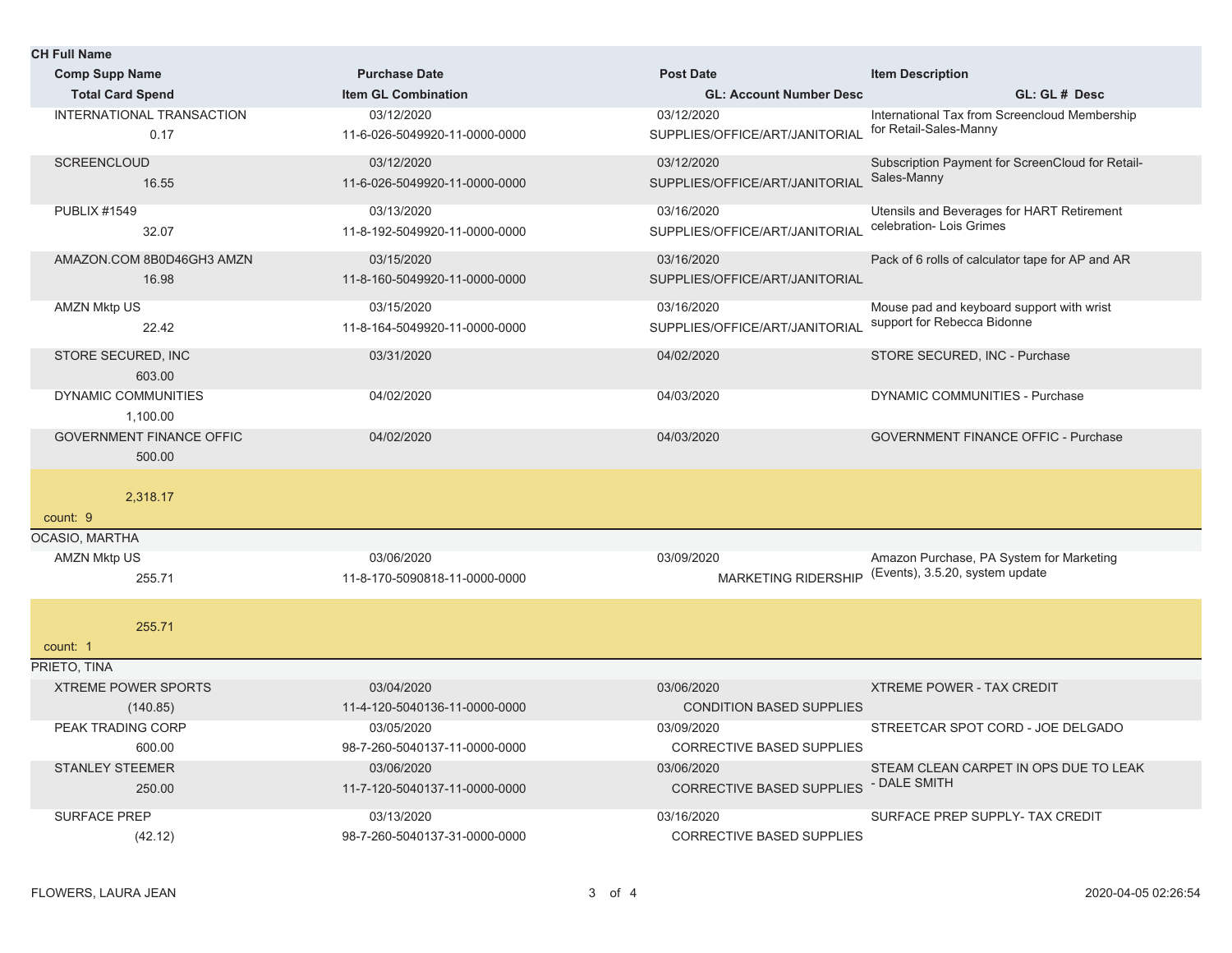| CH Full Name | | | | |
|---|---|---|---|---|
| **Comp Supp Name** | **Purchase Date** | **Post Date** | **Item Description** | |
| **Total Card Spend** | **Item GL Combination** | **GL: Account Number Desc** | | **GL: GL # Desc** |
| INTERNATIONAL TRANSACTION | 03/12/2020 | 03/12/2020 | International Tax from Screencloud Membership for Retail-Sales-Manny | |
| 0.17 | 11-6-026-5049920-11-0000-0000 | SUPPLIES/OFFICE/ART/JANITORIAL | | |
| SCREENCLOUD | 03/12/2020 | 03/12/2020 | Subscription Payment for ScreenCloud for Retail-Sales-Manny | |
| 16.55 | 11-6-026-5049920-11-0000-0000 | SUPPLIES/OFFICE/ART/JANITORIAL | | |
| PUBLIX #1549 | 03/13/2020 | 03/16/2020 | Utensils and Beverages for HART Retirement celebration- Lois Grimes | |
| 32.07 | 11-8-192-5049920-11-0000-0000 | SUPPLIES/OFFICE/ART/JANITORIAL | | |
| AMAZON.COM 8B0D46GH3 AMZN | 03/15/2020 | 03/16/2020 | Pack of 6 rolls of calculator tape for AP and AR | |
| 16.98 | 11-8-160-5049920-11-0000-0000 | SUPPLIES/OFFICE/ART/JANITORIAL | | |
| AMZN Mktp US | 03/15/2020 | 03/16/2020 | Mouse pad and keyboard support with wrist support for Rebecca Bidonne | |
| 22.42 | 11-8-164-5049920-11-0000-0000 | SUPPLIES/OFFICE/ART/JANITORIAL | | |
| STORE SECURED, INC | 03/31/2020 | 04/02/2020 | STORE SECURED, INC - Purchase | |
| 603.00 | | | | |
| DYNAMIC COMMUNITIES | 04/02/2020 | 04/03/2020 | DYNAMIC COMMUNITIES - Purchase | |
| 1,100.00 | | | | |
| GOVERNMENT FINANCE OFFIC | 04/02/2020 | 04/03/2020 | GOVERNMENT FINANCE OFFIC - Purchase | |
| 500.00 | | | | |
| 2,318.17 | | | | |
| count: 9 | | | | |
| OCASIO, MARTHA | | | | |
| AMZN Mktp US | 03/06/2020 | 03/09/2020 | Amazon Purchase, PA System for Marketing (Events), 3.5.20, system update | |
| 255.71 | 11-8-170-5090818-11-0000-0000 | MARKETING RIDERSHIP | | |
| 255.71 | | | | |
| count: 1 | | | | |
| PRIETO, TINA | | | | |
| XTREME POWER SPORTS | 03/04/2020 | 03/06/2020 | XTREME POWER - TAX CREDIT | |
| (140.85) | 11-4-120-5040136-11-0000-0000 | CONDITION BASED SUPPLIES | | |
| PEAK TRADING CORP | 03/05/2020 | 03/09/2020 | STREETCAR SPOT CORD - JOE DELGADO | |
| 600.00 | 98-7-260-5040137-11-0000-0000 | CORRECTIVE BASED SUPPLIES | | |
| STANLEY STEEMER | 03/06/2020 | 03/06/2020 | STEAM CLEAN CARPET IN OPS DUE TO LEAK - DALE SMITH | |
| 250.00 | 11-7-120-5040137-11-0000-0000 | CORRECTIVE BASED SUPPLIES | | |
| SURFACE PREP | 03/13/2020 | 03/16/2020 | SURFACE PREP SUPPLY- TAX CREDIT | |
| (42.12) | 98-7-260-5040137-31-0000-0000 | CORRECTIVE BASED SUPPLIES | | |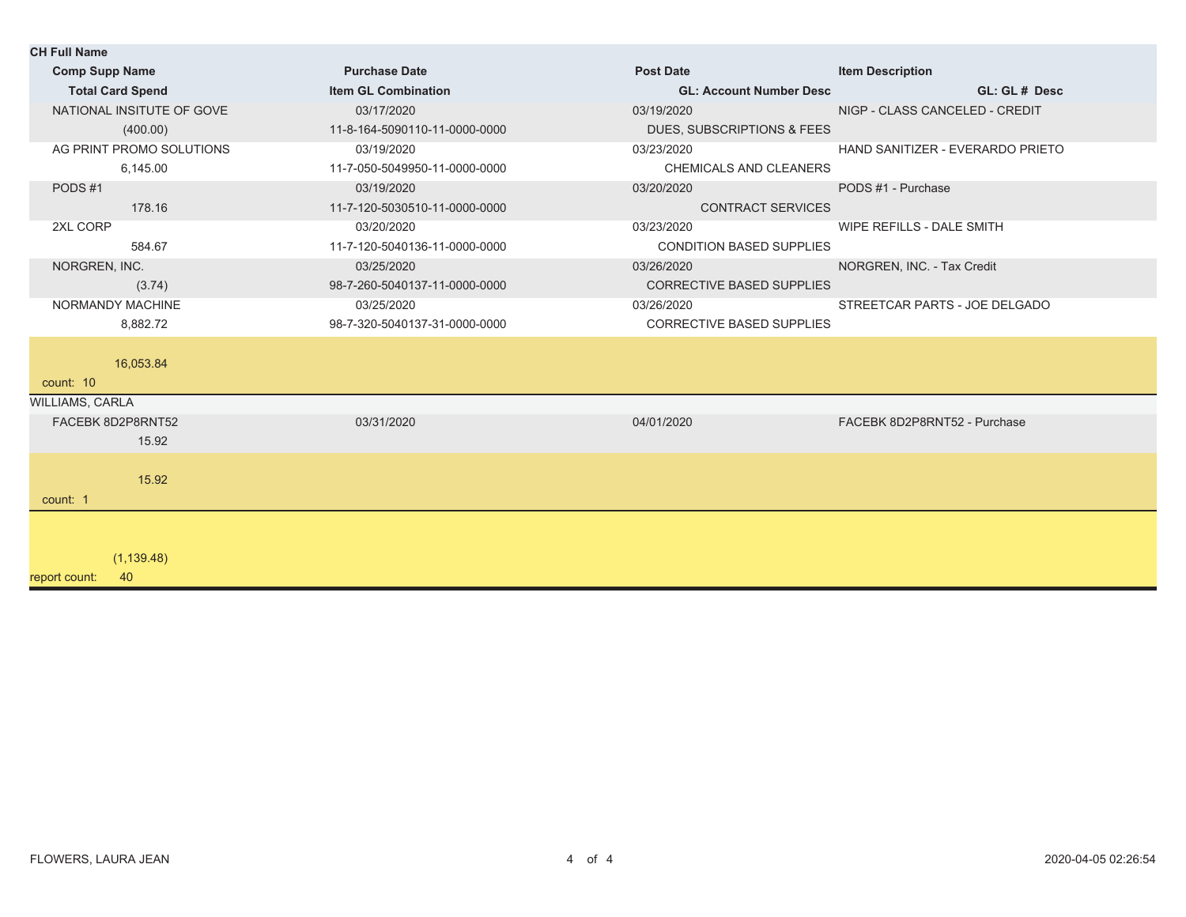| CH Full Name | | | |
|---|---|---|---|
| Comp Supp Name | Purchase Date | Post Date | Item Description |
| Total Card Spend | Item GL Combination | GL: Account Number Desc | GL: GL # Desc |
| NATIONAL INSITUTE OF GOVE | 03/17/2020 | 03/19/2020 | NIGP - CLASS CANCELED - CREDIT |
| (400.00) | 11-8-164-5090110-11-0000-0000 | DUES, SUBSCRIPTIONS & FEES | |
| AG PRINT PROMO SOLUTIONS | 03/19/2020 | 03/23/2020 | HAND SANITIZER - EVERARDO PRIETO |
| 6,145.00 | 11-7-050-5049950-11-0000-0000 | CHEMICALS AND CLEANERS | |
| PODS #1 | 03/19/2020 | 03/20/2020 | PODS #1 - Purchase |
| 178.16 | 11-7-120-5030510-11-0000-0000 | CONTRACT SERVICES | |
| 2XL CORP | 03/20/2020 | 03/23/2020 | WIPE REFILLS - DALE SMITH |
| 584.67 | 11-7-120-5040136-11-0000-0000 | CONDITION BASED SUPPLIES | |
| NORGREN, INC. | 03/25/2020 | 03/26/2020 | NORGREN, INC. - Tax Credit |
| (3.74) | 98-7-260-5040137-11-0000-0000 | CORRECTIVE BASED SUPPLIES | |
| NORMANDY MACHINE | 03/25/2020 | 03/26/2020 | STREETCAR PARTS - JOE DELGADO |
| 8,882.72 | 98-7-320-5040137-31-0000-0000 | CORRECTIVE BASED SUPPLIES | |
| 16,053.84 | | | |
| count: 10 | | | |
| WILLIAMS, CARLA | | | |
| FACEBK 8D2P8RNT52 | 03/31/2020 | 04/01/2020 | FACEBK 8D2P8RNT52 - Purchase |
| 15.92 | | | |
| 15.92 | | | |
| count: 1 | | | |
| (1,139.48) | | | |
| report count: 40 | | | |

FLOWERS, LAURA JEAN

2020-04-05 02:26:54